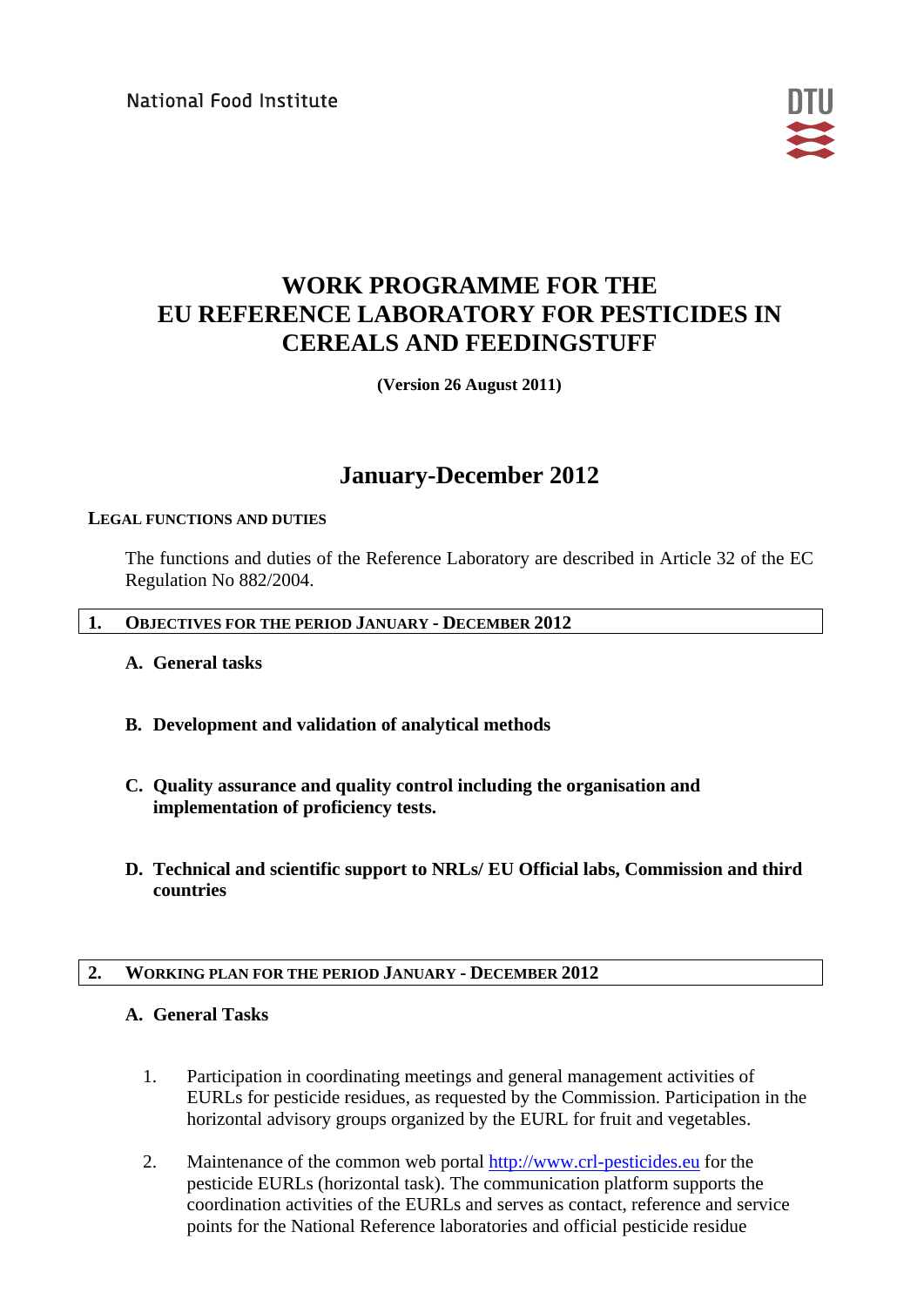National Food Institute

# WORK PROGRAMME FOR THE EU REFERENCE LABORATORY FOR PESTICIDES IN CEREALS AND FEEDINGSTUFF

**(Version 26 August 2011)**

## January-December 2012

### LEGAL FUNCTIONS AND DUTIES

The functions and duties of the Reference Laboratory are described in Article 32 of the EC Regulation No 882/2004.

## 1. OBJECTIVES FOR THE PERIOD JANUARY - DECEMBER 2012

**A. General tasks**

**B. Development and validation of analytical methods**

**C. Quality assurance and quality control including the organisation and implementation of proficiency tests.**

**D. Technical and scientific support to NRLs/ EU Official labs, Commission and third countries**

## 2. WORKING PLAN FOR THE PERIOD JANUARY - DECEMBER 2012

### A. General Tasks

1. Participation in coordinating meetings and general management activities of EURLs for pesticide residues, as requested by the Commission. Participation in the horizontal advisory groups organized by the EURL for fruit and vegetables.

2. Maintenance of the common web portal [http://www.crl-pesticides.eu](http://www.crl-pesticides.eu) for the pesticide EURLs (horizontal task). The communication platform supports the coordination activities of the EURLs and serves as contact, reference and service points for the National Reference laboratories and official pesticide residue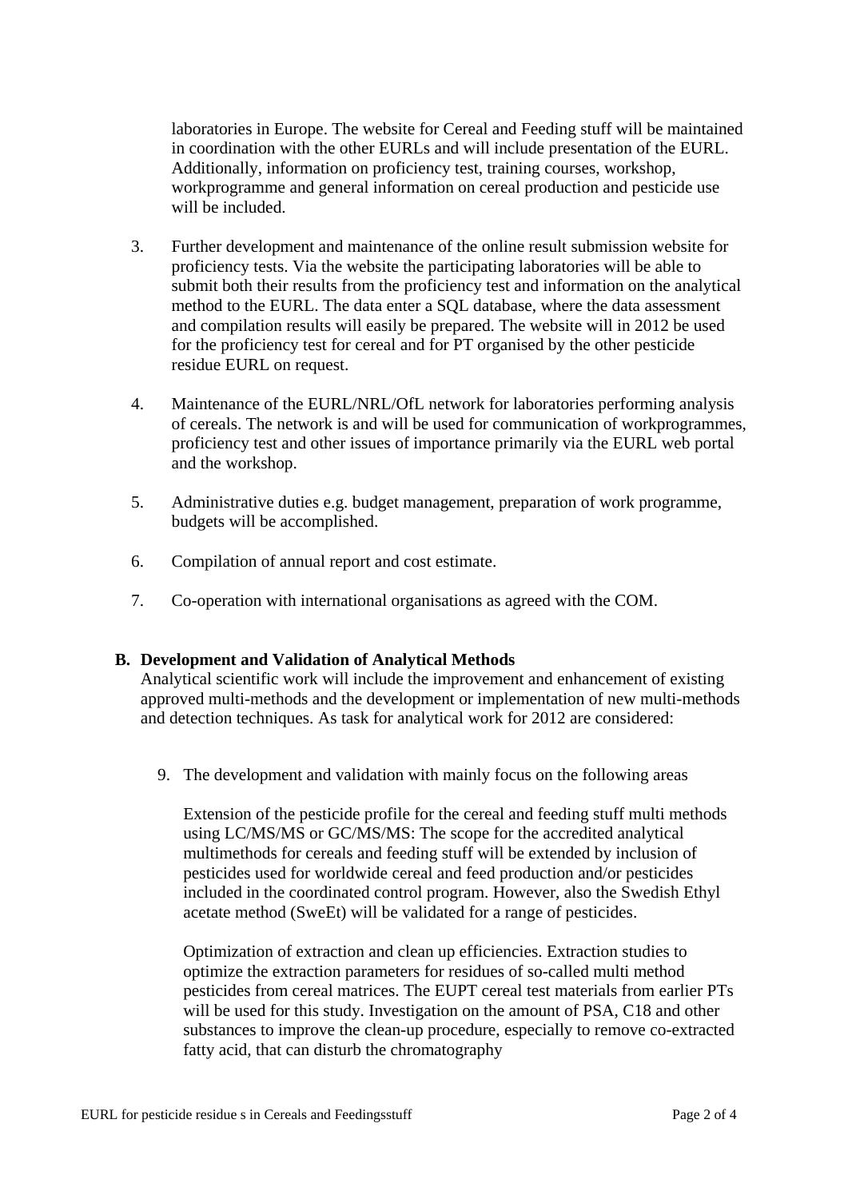laboratories in Europe. The website for Cereal and Feeding stuff will be maintained in coordination with the other EURLs and will include presentation of the EURL. Additionally, information on proficiency test, training courses, workshop, workprogramme and general information on cereal production and pesticide use will be included.

3. Further development and maintenance of the online result submission website for proficiency tests. Via the website the participating laboratories will be able to submit both their results from the proficiency test and information on the analytical method to the EURL. The data enter a SQL database, where the data assessment and compilation results will easily be prepared. The website will in 2012 be used for the proficiency test for cereal and for PT organised by the other pesticide residue EURL on request.

4. Maintenance of the EURL/NRL/OfL network for laboratories performing analysis of cereals. The network is and will be used for communication of workprogrammes, proficiency test and other issues of importance primarily via the EURL web portal and the workshop.

5. Administrative duties e.g. budget management, preparation of work programme, budgets will be accomplished.

6. Compilation of annual report and cost estimate.

7. Co-operation with international organisations as agreed with the COM.

**B. Development and Validation of Analytical Methods**

Analytical scientific work will include the improvement and enhancement of existing approved multi-methods and the development or implementation of new multi-methods and detection techniques. As task for analytical work for 2012 are considered:

9. The development and validation with mainly focus on the following areas

   Extension of the pesticide profile for the cereal and feeding stuff multi methods using LC/MS/MS or GC/MS/MS: The scope for the accredited analytical multimethods for cereals and feeding stuff will be extended by inclusion of pesticides used for worldwide cereal and feed production and/or pesticides included in the coordinated control program. However, also the Swedish Ethyl acetate method (SweEt) will be validated for a range of pesticides.

   Optimization of extraction and clean up efficiencies. Extraction studies to optimize the extraction parameters for residues of so-called multi method pesticides from cereal matrices. The EUPT cereal test materials from earlier PTs will be used for this study. Investigation on the amount of PSA, C18 and other substances to improve the clean-up procedure, especially to remove co-extracted fatty acid, that can disturb the chromatography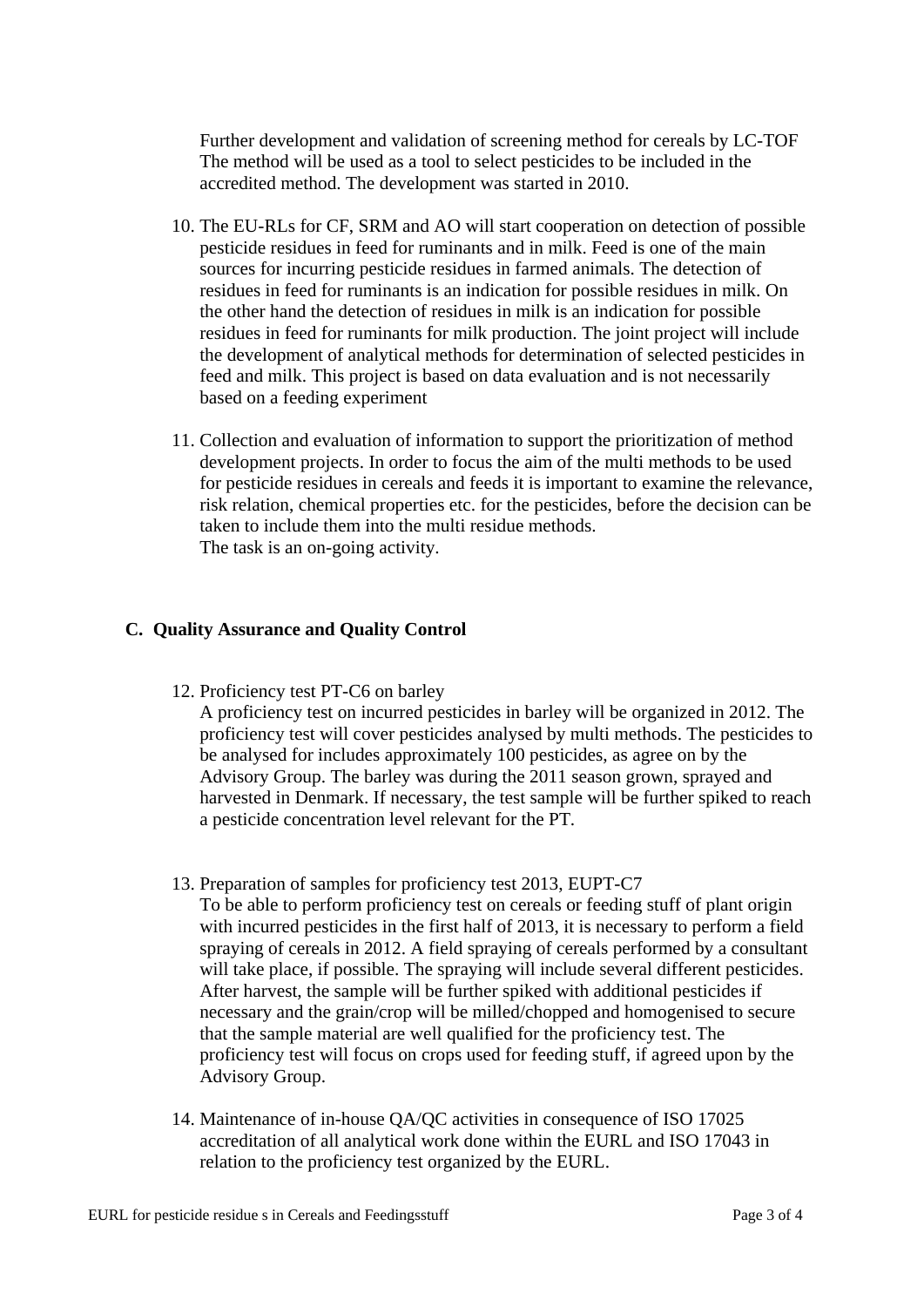Further development and validation of screening method for cereals by LC-TOF
The method will be used as a tool to select pesticides to be included in the accredited method. The development was started in 2010.

10. The EU-RLs for CF, SRM and AO will start cooperation on detection of possible pesticide residues in feed for ruminants and in milk. Feed is one of the main sources for incurring pesticide residues in farmed animals. The detection of residues in feed for ruminants is an indication for possible residues in milk. On the other hand the detection of residues in milk is an indication for possible residues in feed for ruminants for milk production. The joint project will include the development of analytical methods for determination of selected pesticides in feed and milk. This project is based on data evaluation and is not necessarily based on a feeding experiment

11. Collection and evaluation of information to support the prioritization of method development projects. In order to focus the aim of the multi methods to be used for pesticide residues in cereals and feeds it is important to examine the relevance, risk relation, chemical properties etc. for the pesticides, before the decision can be taken to include them into the multi residue methods.
    The task is an on-going activity.

## C. Quality Assurance and Quality Control

12. Proficiency test PT-C6 on barley
    A proficiency test on incurred pesticides in barley will be organized in 2012. The proficiency test will cover pesticides analysed by multi methods. The pesticides to be analysed for includes approximately 100 pesticides, as agree on by the Advisory Group. The barley was during the 2011 season grown, sprayed and harvested in Denmark. If necessary, the test sample will be further spiked to reach a pesticide concentration level relevant for the PT.

13. Preparation of samples for proficiency test 2013, EUPT-C7
    To be able to perform proficiency test on cereals or feeding stuff of plant origin with incurred pesticides in the first half of 2013, it is necessary to perform a field spraying of cereals in 2012. A field spraying of cereals performed by a consultant will take place, if possible. The spraying will include several different pesticides. After harvest, the sample will be further spiked with additional pesticides if necessary and the grain/crop will be milled/chopped and homogenised to secure that the sample material are well qualified for the proficiency test. The proficiency test will focus on crops used for feeding stuff, if agreed upon by the Advisory Group.

14. Maintenance of in-house QA/QC activities in consequence of ISO 17025 accreditation of all analytical work done within the EURL and ISO 17043 in relation to the proficiency test organized by the EURL.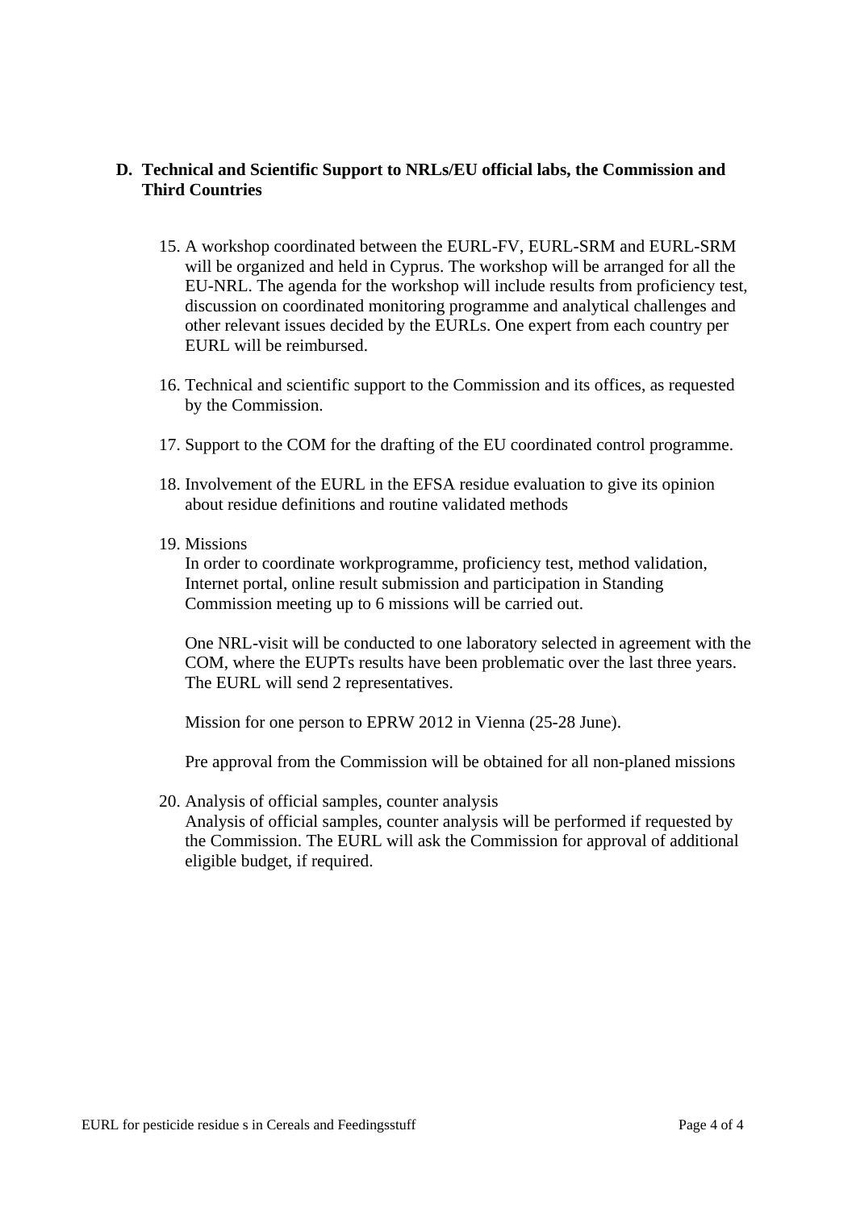## D. Technical and Scientific Support to NRLs/EU official labs, the Commission and Third Countries

15. A workshop coordinated between the EURL-FV, EURL-SRM and EURL-SRM will be organized and held in Cyprus. The workshop will be arranged for all the EU-NRL. The agenda for the workshop will include results from proficiency test, discussion on coordinated monitoring programme and analytical challenges and other relevant issues decided by the EURLs. One expert from each country per EURL will be reimbursed.

16. Technical and scientific support to the Commission and its offices, as requested by the Commission.

17. Support to the COM for the drafting of the EU coordinated control programme.

18. Involvement of the EURL in the EFSA residue evaluation to give its opinion about residue definitions and routine validated methods

19. Missions

    In order to coordinate workprogramme, proficiency test, method validation, Internet portal, online result submission and participation in Standing Commission meeting up to 6 missions will be carried out.

    One NRL-visit will be conducted to one laboratory selected in agreement with the COM, where the EUPTs results have been problematic over the last three years. The EURL will send 2 representatives.

    Mission for one person to EPRW 2012 in Vienna (25-28 June).

    Pre approval from the Commission will be obtained for all non-planed missions

20. Analysis of official samples, counter analysis

    Analysis of official samples, counter analysis will be performed if requested by the Commission. The EURL will ask the Commission for approval of additional eligible budget, if required.